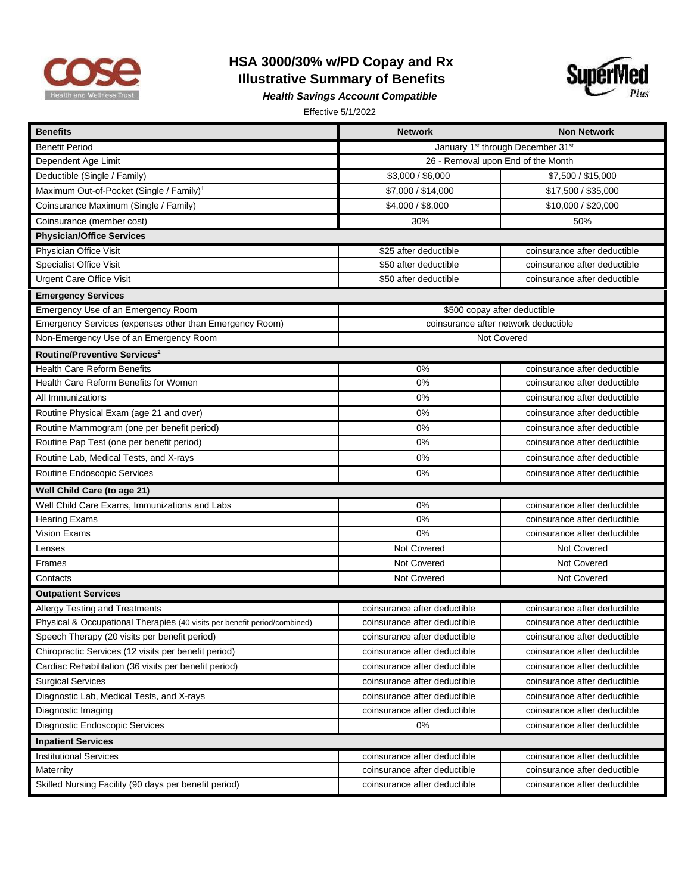# HSA 3000/30% w/PD Copay and Rx
# Illustrative Summary of Benefits

***Health Savings Account Compatible***

Effective 5/1/2022

| Benefits | Network | Non Network |
|---|---|---|
| Benefit Period | January 1st through December 31st | |
| Dependent Age Limit | 26 - Removal upon End of the Month | |
| Deductible (Single / Family) | $3,000 / $6,000 | $7,500 / $15,000 |
| Maximum Out-of-Pocket (Single / Family)[1] | $7,000 / $14,000 | $17,500 / $35,000 |
| Coinsurance Maximum (Single / Family) | $4,000 / $8,000 | $10,000 / $20,000 |
| Coinsurance (member cost) | 30% | 50% |
| **Physician/Office Services** | | |
| Physician Office Visit | $25 after deductible | coinsurance after deductible |
| Specialist Office Visit | $50 after deductible | coinsurance after deductible |
| Urgent Care Office Visit | $50 after deductible | coinsurance after deductible |
| **Emergency Services** | | |
| Emergency Use of an Emergency Room | $500 copay after deductible | |
| Emergency Services (expenses other than Emergency Room) | coinsurance after network deductible | |
| Non-Emergency Use of an Emergency Room | Not Covered | |
| **Routine/Preventive Services[2]** | | |
| Health Care Reform Benefits | 0% | coinsurance after deductible |
| Health Care Reform Benefits for Women | 0% | coinsurance after deductible |
| All Immunizations | 0% | coinsurance after deductible |
| Routine Physical Exam (age 21 and over) | 0% | coinsurance after deductible |
| Routine Mammogram (one per benefit period) | 0% | coinsurance after deductible |
| Routine Pap Test (one per benefit period) | 0% | coinsurance after deductible |
| Routine Lab, Medical Tests, and X-rays | 0% | coinsurance after deductible |
| Routine Endoscopic Services | 0% | coinsurance after deductible |
| **Well Child Care (to age 21)** | | |
| Well Child Care Exams, Immunizations and Labs | 0% | coinsurance after deductible |
| Hearing Exams | 0% | coinsurance after deductible |
| Vision Exams | 0% | coinsurance after deductible |
| Lenses | Not Covered | Not Covered |
| Frames | Not Covered | Not Covered |
| Contacts | Not Covered | Not Covered |
| **Outpatient Services** | | |
| Allergy Testing and Treatments | coinsurance after deductible | coinsurance after deductible |
| Physical & Occupational Therapies (40 visits per benefit period/combined) | coinsurance after deductible | coinsurance after deductible |
| Speech Therapy (20 visits per benefit period) | coinsurance after deductible | coinsurance after deductible |
| Chiropractic Services (12 visits per benefit period) | coinsurance after deductible | coinsurance after deductible |
| Cardiac Rehabilitation (36 visits per benefit period) | coinsurance after deductible | coinsurance after deductible |
| Surgical Services | coinsurance after deductible | coinsurance after deductible |
| Diagnostic Lab, Medical Tests, and X-rays | coinsurance after deductible | coinsurance after deductible |
| Diagnostic Imaging | coinsurance after deductible | coinsurance after deductible |
| Diagnostic Endoscopic Services | 0% | coinsurance after deductible |
| **Inpatient Services** | | |
| Institutional Services | coinsurance after deductible | coinsurance after deductible |
| Maternity | coinsurance after deductible | coinsurance after deductible |
| Skilled Nursing Facility (90 days per benefit period) | coinsurance after deductible | coinsurance after deductible |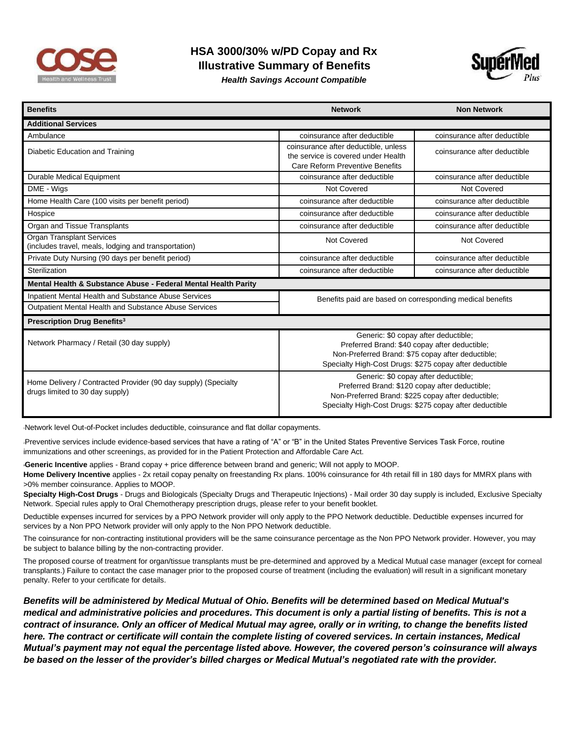# HSA 3000/30% w/PD Copay and Rx Illustrative Summary of Benefits

***Health Savings Account Compatible***

| Benefits | Network | Non Network |
|---|---|---|
| **Additional Services** | | |
| Ambulance | coinsurance after deductible | coinsurance after deductible |
| Diabetic Education and Training | coinsurance after deductible, unless the service is covered under Health Care Reform Preventive Benefits | coinsurance after deductible |
| Durable Medical Equipment | coinsurance after deductible | coinsurance after deductible |
| DME - Wigs | Not Covered | Not Covered |
| Home Health Care (100 visits per benefit period) | coinsurance after deductible | coinsurance after deductible |
| Hospice | coinsurance after deductible | coinsurance after deductible |
| Organ and Tissue Transplants | coinsurance after deductible | coinsurance after deductible |
| Organ Transplant Services (includes travel, meals, lodging and transportation) | Not Covered | Not Covered |
| Private Duty Nursing (90 days per benefit period) | coinsurance after deductible | coinsurance after deductible |
| Sterilization | coinsurance after deductible | coinsurance after deductible |
| **Mental Health & Substance Abuse - Federal Mental Health Parity** | | |
| Inpatient Mental Health and Substance Abuse Services | Benefits paid are based on corresponding medical benefits | |
| Outpatient Mental Health and Substance Abuse Services | | |
| **Prescription Drug Benefits[3]** | | |
| Network Pharmacy / Retail (30 day supply) | Generic: $0 copay after deductible; Preferred Brand: $40 copay after deductible; Non-Preferred Brand: $75 copay after deductible; Specialty High-Cost Drugs: $275 copay after deductible | |
| Home Delivery / Contracted Provider (90 day supply) (Specialty drugs limited to 30 day supply) | Generic: $0 copay after deductible; Preferred Brand: $120 copay after deductible; Non-Preferred Brand: $225 copay after deductible; Specialty High-Cost Drugs: $275 copay after deductible | |

[1]Network level Out-of-Pocket includes deductible, coinsurance and flat dollar copayments.

[2]Preventive services include evidence-based services that have a rating of "A" or "B" in the United States Preventive Services Task Force, routine immunizations and other screenings, as provided for in the Patient Protection and Affordable Care Act.

[3]**Generic Incentive** applies - Brand copay + price difference between brand and generic; Will not apply to MOOP.
**Home Delivery Incentive** applies - 2x retail copay penalty on freestanding Rx plans. 100% coinsurance for 4th retail fill in 180 days for MMRX plans with >0% member coinsurance. Applies to MOOP.
**Specialty High-Cost Drugs** - Drugs and Biologicals (Specialty Drugs and Therapeutic Injections) - Mail order 30 day supply is included, Exclusive Specialty Network. Special rules apply to Oral Chemotherapy prescription drugs, please refer to your benefit booklet.

Deductible expenses incurred for services by a PPO Network provider will only apply to the PPO Network deductible. Deductible expenses incurred for services by a Non PPO Network provider will only apply to the Non PPO Network deductible.

The coinsurance for non-contracting institutional providers will be the same coinsurance percentage as the Non PPO Network provider. However, you may be subject to balance billing by the non-contracting provider.

The proposed course of treatment for organ/tissue transplants must be pre-determined and approved by a Medical Mutual case manager (except for corneal transplants.) Failure to contact the case manager prior to the proposed course of treatment (including the evaluation) will result in a significant monetary penalty. Refer to your certificate for details.

***Benefits will be administered by Medical Mutual of Ohio. Benefits will be determined based on Medical Mutual's medical and administrative policies and procedures. This document is only a partial listing of benefits. This is not a contract of insurance. Only an officer of Medical Mutual may agree, orally or in writing, to change the benefits listed here. The contract or certificate will contain the complete listing of covered services. In certain instances, Medical Mutual's payment may not equal the percentage listed above. However, the covered person's coinsurance will always be based on the lesser of the provider's billed charges or Medical Mutual's negotiated rate with the provider.***